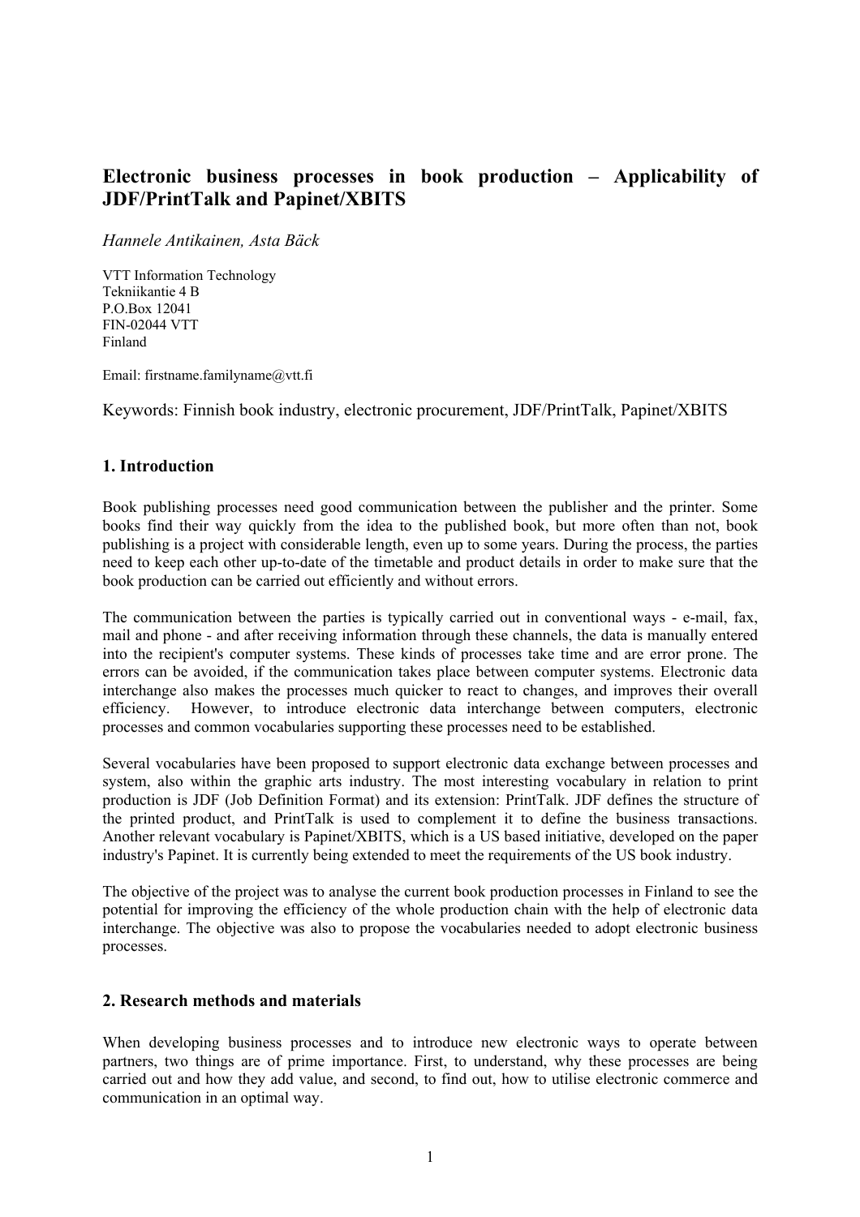# Electronic business processes in book production – Applicability of JDF/PrintTalk and Papinet/XBITS

*Hannele Antikainen, Asta Bäck*

VTT Information Technology
Tekniikantie 4 B
P.O.Box 12041
FIN-02044 VTT
Finland

Email: firstname.familyname@vtt.fi

Keywords: Finnish book industry, electronic procurement, JDF/PrintTalk, Papinet/XBITS

## 1. Introduction

Book publishing processes need good communication between the publisher and the printer. Some books find their way quickly from the idea to the published book, but more often than not, book publishing is a project with considerable length, even up to some years. During the process, the parties need to keep each other up-to-date of the timetable and product details in order to make sure that the book production can be carried out efficiently and without errors.

The communication between the parties is typically carried out in conventional ways - e-mail, fax, mail and phone - and after receiving information through these channels, the data is manually entered into the recipient's computer systems. These kinds of processes take time and are error prone. The errors can be avoided, if the communication takes place between computer systems. Electronic data interchange also makes the processes much quicker to react to changes, and improves their overall efficiency. However, to introduce electronic data interchange between computers, electronic processes and common vocabularies supporting these processes need to be established.

Several vocabularies have been proposed to support electronic data exchange between processes and system, also within the graphic arts industry. The most interesting vocabulary in relation to print production is JDF (Job Definition Format) and its extension: PrintTalk. JDF defines the structure of the printed product, and PrintTalk is used to complement it to define the business transactions. Another relevant vocabulary is Papinet/XBITS, which is a US based initiative, developed on the paper industry's Papinet. It is currently being extended to meet the requirements of the US book industry.

The objective of the project was to analyse the current book production processes in Finland to see the potential for improving the efficiency of the whole production chain with the help of electronic data interchange. The objective was also to propose the vocabularies needed to adopt electronic business processes.

## 2. Research methods and materials

When developing business processes and to introduce new electronic ways to operate between partners, two things are of prime importance. First, to understand, why these processes are being carried out and how they add value, and second, to find out, how to utilise electronic commerce and communication in an optimal way.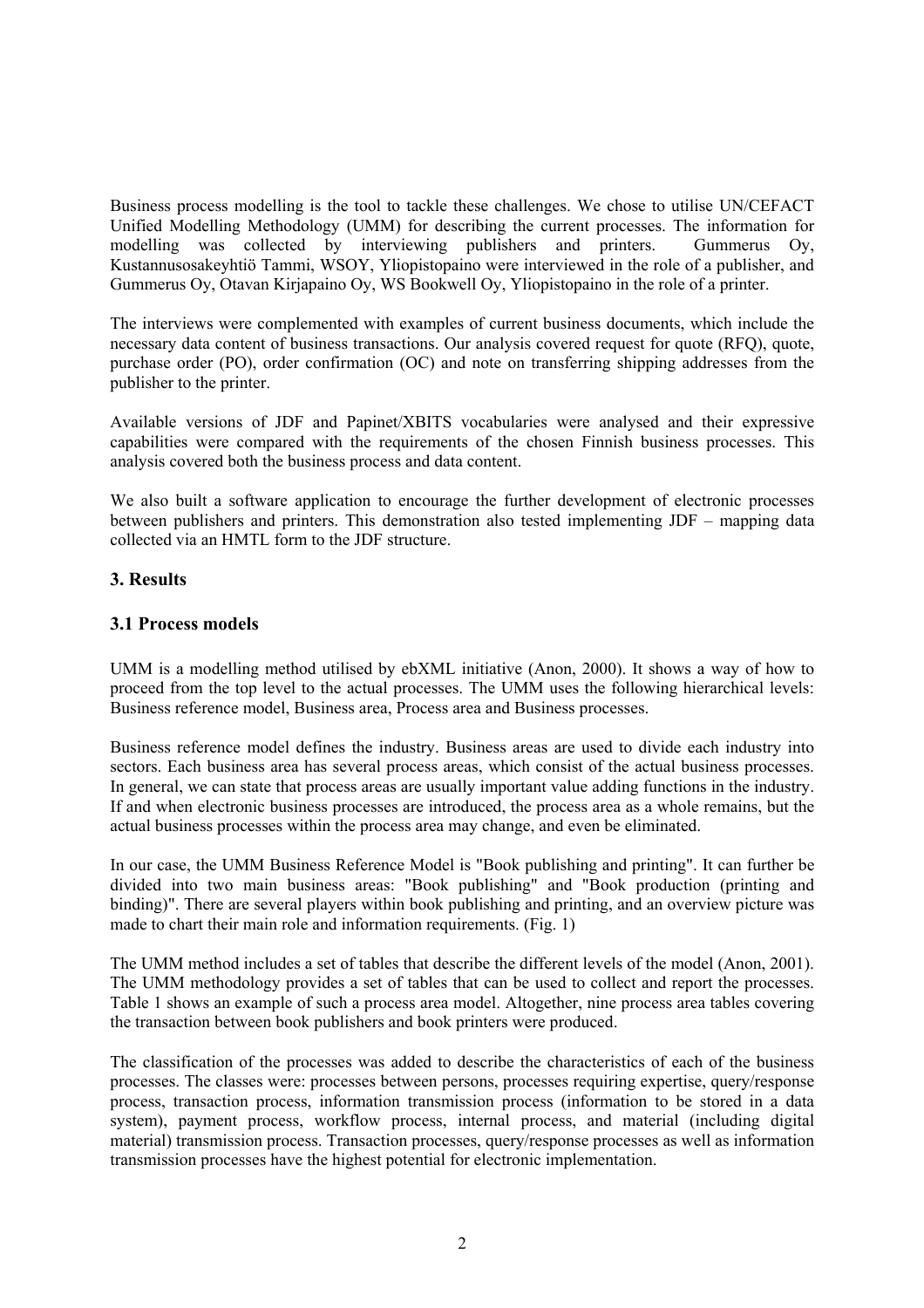Business process modelling is the tool to tackle these challenges. We chose to utilise UN/CEFACT Unified Modelling Methodology (UMM) for describing the current processes. The information for modelling was collected by interviewing publishers and printers. Gummerus Oy, Kustannusosakeyhtiö Tammi, WSOY, Yliopistopaino were interviewed in the role of a publisher, and Gummerus Oy, Otavan Kirjapaino Oy, WS Bookwell Oy, Yliopistopaino in the role of a printer.

The interviews were complemented with examples of current business documents, which include the necessary data content of business transactions. Our analysis covered request for quote (RFQ), quote, purchase order (PO), order confirmation (OC) and note on transferring shipping addresses from the publisher to the printer.

Available versions of JDF and Papinet/XBITS vocabularies were analysed and their expressive capabilities were compared with the requirements of the chosen Finnish business processes. This analysis covered both the business process and data content.

We also built a software application to encourage the further development of electronic processes between publishers and printers. This demonstration also tested implementing JDF – mapping data collected via an HMTL form to the JDF structure.

## 3. Results

### 3.1 Process models

UMM is a modelling method utilised by ebXML initiative (Anon, 2000). It shows a way of how to proceed from the top level to the actual processes. The UMM uses the following hierarchical levels: Business reference model, Business area, Process area and Business processes.

Business reference model defines the industry. Business areas are used to divide each industry into sectors. Each business area has several process areas, which consist of the actual business processes. In general, we can state that process areas are usually important value adding functions in the industry. If and when electronic business processes are introduced, the process area as a whole remains, but the actual business processes within the process area may change, and even be eliminated.

In our case, the UMM Business Reference Model is "Book publishing and printing". It can further be divided into two main business areas: "Book publishing" and "Book production (printing and binding)". There are several players within book publishing and printing, and an overview picture was made to chart their main role and information requirements. (Fig. 1)

The UMM method includes a set of tables that describe the different levels of the model (Anon, 2001). The UMM methodology provides a set of tables that can be used to collect and report the processes. Table 1 shows an example of such a process area model. Altogether, nine process area tables covering the transaction between book publishers and book printers were produced.

The classification of the processes was added to describe the characteristics of each of the business processes. The classes were: processes between persons, processes requiring expertise, query/response process, transaction process, information transmission process (information to be stored in a data system), payment process, workflow process, internal process, and material (including digital material) transmission process. Transaction processes, query/response processes as well as information transmission processes have the highest potential for electronic implementation.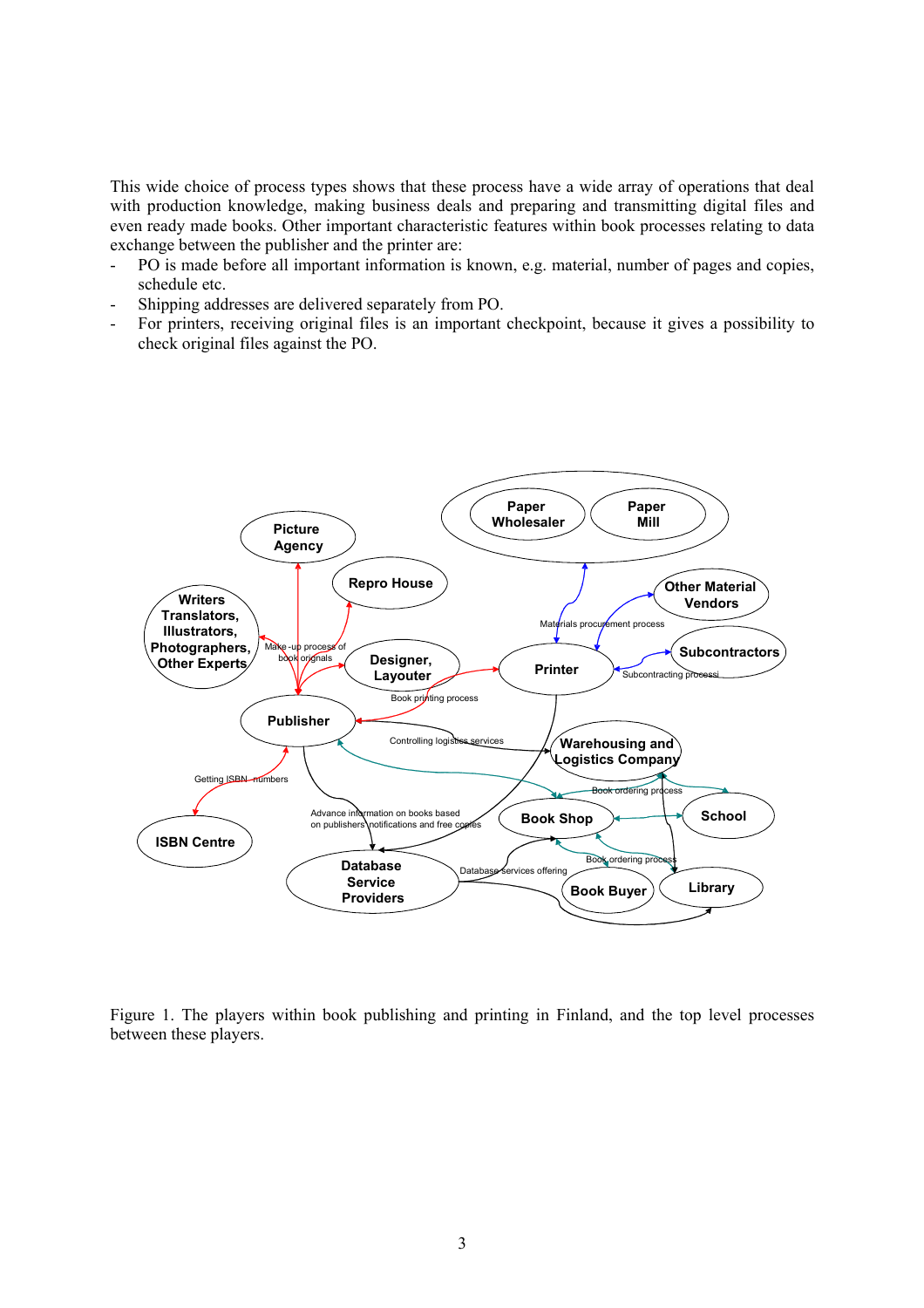This wide choice of process types shows that these process have a wide array of operations that deal with production knowledge, making business deals and preparing and transmitting digital files and even ready made books. Other important characteristic features within book processes relating to data exchange between the publisher and the printer are:

- PO is made before all important information is known, e.g. material, number of pages and copies, schedule etc.
- Shipping addresses are delivered separately from PO.
- For printers, receiving original files is an important checkpoint, because it gives a possibility to check original files against the PO.

Figure 1. The players within book publishing and printing in Finland, and the top level processes between these players.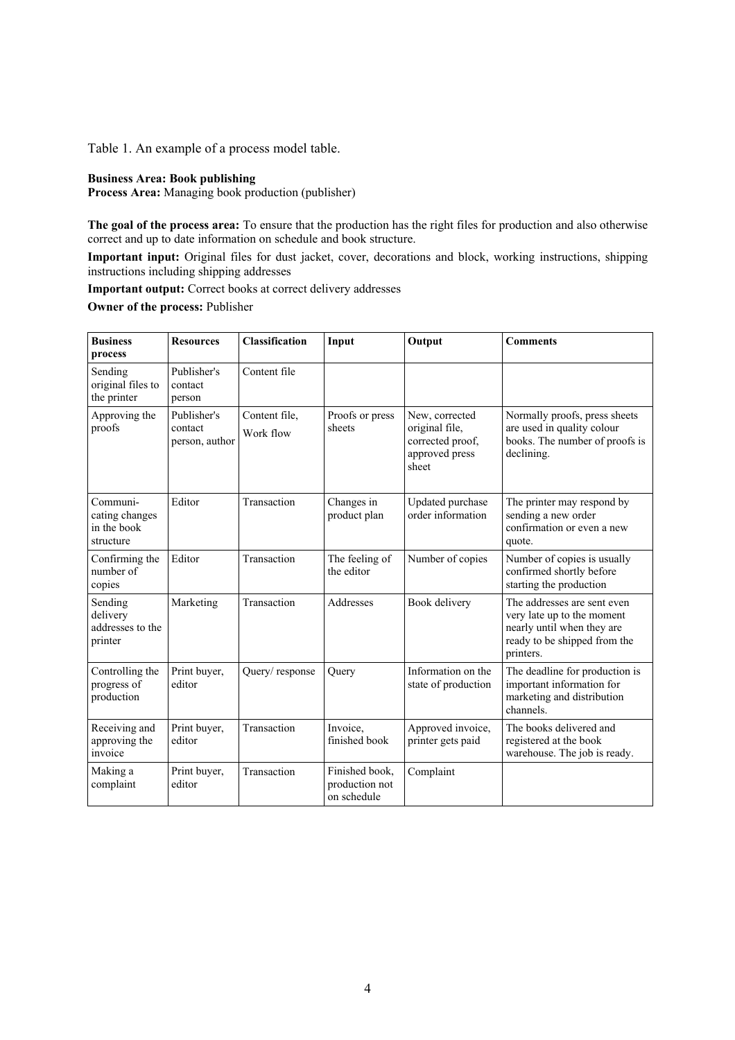Table 1. An example of a process model table.

**Business Area: Book publishing**
**Process Area:** Managing book production (publisher)

**The goal of the process area:** To ensure that the production has the right files for production and also otherwise correct and up to date information on schedule and book structure.

**Important input:** Original files for dust jacket, cover, decorations and block, working instructions, shipping instructions including shipping addresses

**Important output:** Correct books at correct delivery addresses

**Owner of the process:** Publisher

| **Business process** | **Resources** | **Classification** | **Input** | **Output** | **Comments** |
|---|---|---|---|---|---|
| Sending original files to the printer | Publisher's contact person | Content file | | | |
| Approving the proofs | Publisher's contact person, author | Content file, Work flow | Proofs or press sheets | New, corrected original file, corrected proof, approved press sheet | Normally proofs, press sheets are used in quality colour books. The number of proofs is declining. |
| Communi-cating changes in the book structure | Editor | Transaction | Changes in product plan | Updated purchase order information | The printer may respond by sending a new order confirmation or even a new quote. |
| Confirming the number of copies | Editor | Transaction | The feeling of the editor | Number of copies | Number of copies is usually confirmed shortly before starting the production |
| Sending delivery addresses to the printer | Marketing | Transaction | Addresses | Book delivery | The addresses are sent even very late up to the moment nearly until when they are ready to be shipped from the printers. |
| Controlling the progress of production | Print buyer, editor | Query/ response | Query | Information on the state of production | The deadline for production is important information for marketing and distribution channels. |
| Receiving and approving the invoice | Print buyer, editor | Transaction | Invoice, finished book | Approved invoice, printer gets paid | The books delivered and registered at the book warehouse. The job is ready. |
| Making a complaint | Print buyer, editor | Transaction | Finished book, production not on schedule | Complaint | |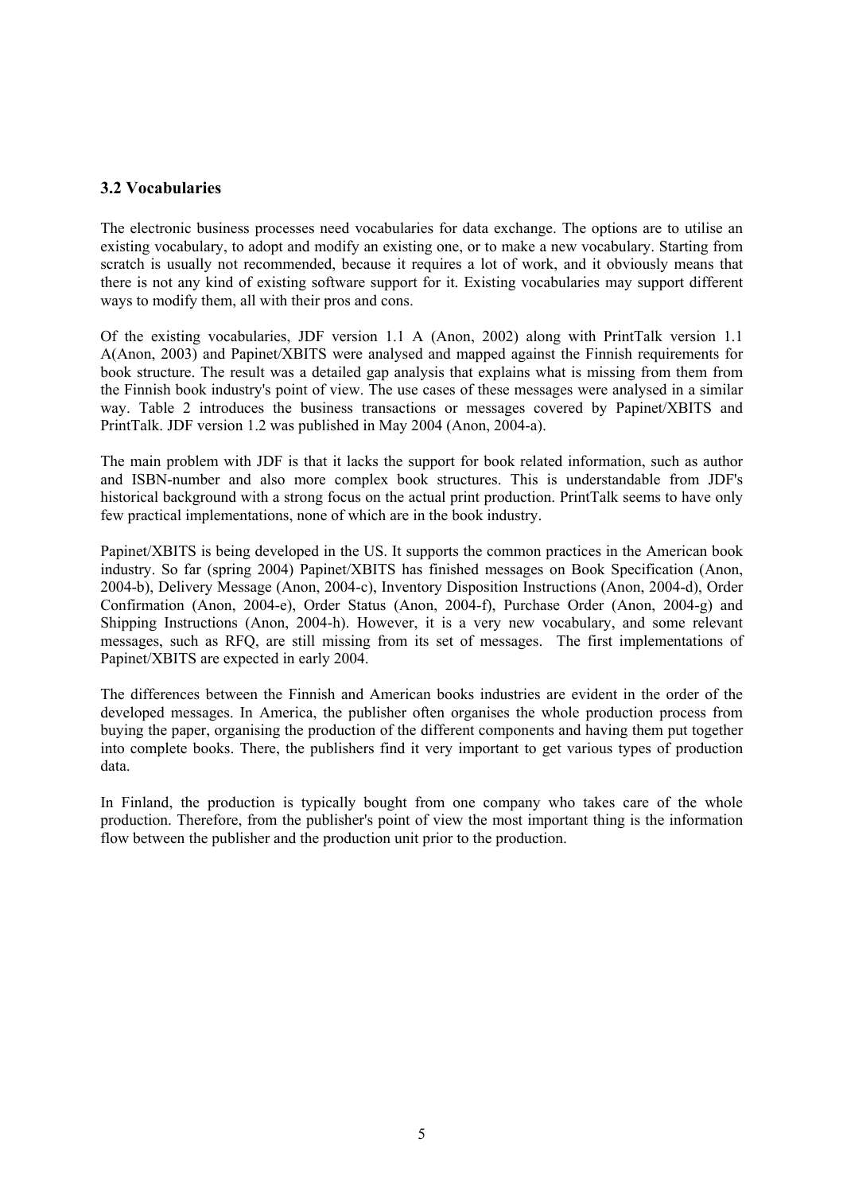## 3.2 Vocabularies

The electronic business processes need vocabularies for data exchange. The options are to utilise an existing vocabulary, to adopt and modify an existing one, or to make a new vocabulary. Starting from scratch is usually not recommended, because it requires a lot of work, and it obviously means that there is not any kind of existing software support for it. Existing vocabularies may support different ways to modify them, all with their pros and cons.

Of the existing vocabularies, JDF version 1.1 A (Anon, 2002) along with PrintTalk version 1.1 A(Anon, 2003) and Papinet/XBITS were analysed and mapped against the Finnish requirements for book structure. The result was a detailed gap analysis that explains what is missing from them from the Finnish book industry's point of view. The use cases of these messages were analysed in a similar way. Table 2 introduces the business transactions or messages covered by Papinet/XBITS and PrintTalk. JDF version 1.2 was published in May 2004 (Anon, 2004-a).

The main problem with JDF is that it lacks the support for book related information, such as author and ISBN-number and also more complex book structures. This is understandable from JDF's historical background with a strong focus on the actual print production. PrintTalk seems to have only few practical implementations, none of which are in the book industry.

Papinet/XBITS is being developed in the US. It supports the common practices in the American book industry. So far (spring 2004) Papinet/XBITS has finished messages on Book Specification (Anon, 2004-b), Delivery Message (Anon, 2004-c), Inventory Disposition Instructions (Anon, 2004-d), Order Confirmation (Anon, 2004-e), Order Status (Anon, 2004-f), Purchase Order (Anon, 2004-g) and Shipping Instructions (Anon, 2004-h). However, it is a very new vocabulary, and some relevant messages, such as RFQ, are still missing from its set of messages. The first implementations of Papinet/XBITS are expected in early 2004.

The differences between the Finnish and American books industries are evident in the order of the developed messages. In America, the publisher often organises the whole production process from buying the paper, organising the production of the different components and having them put together into complete books. There, the publishers find it very important to get various types of production data.

In Finland, the production is typically bought from one company who takes care of the whole production. Therefore, from the publisher's point of view the most important thing is the information flow between the publisher and the production unit prior to the production.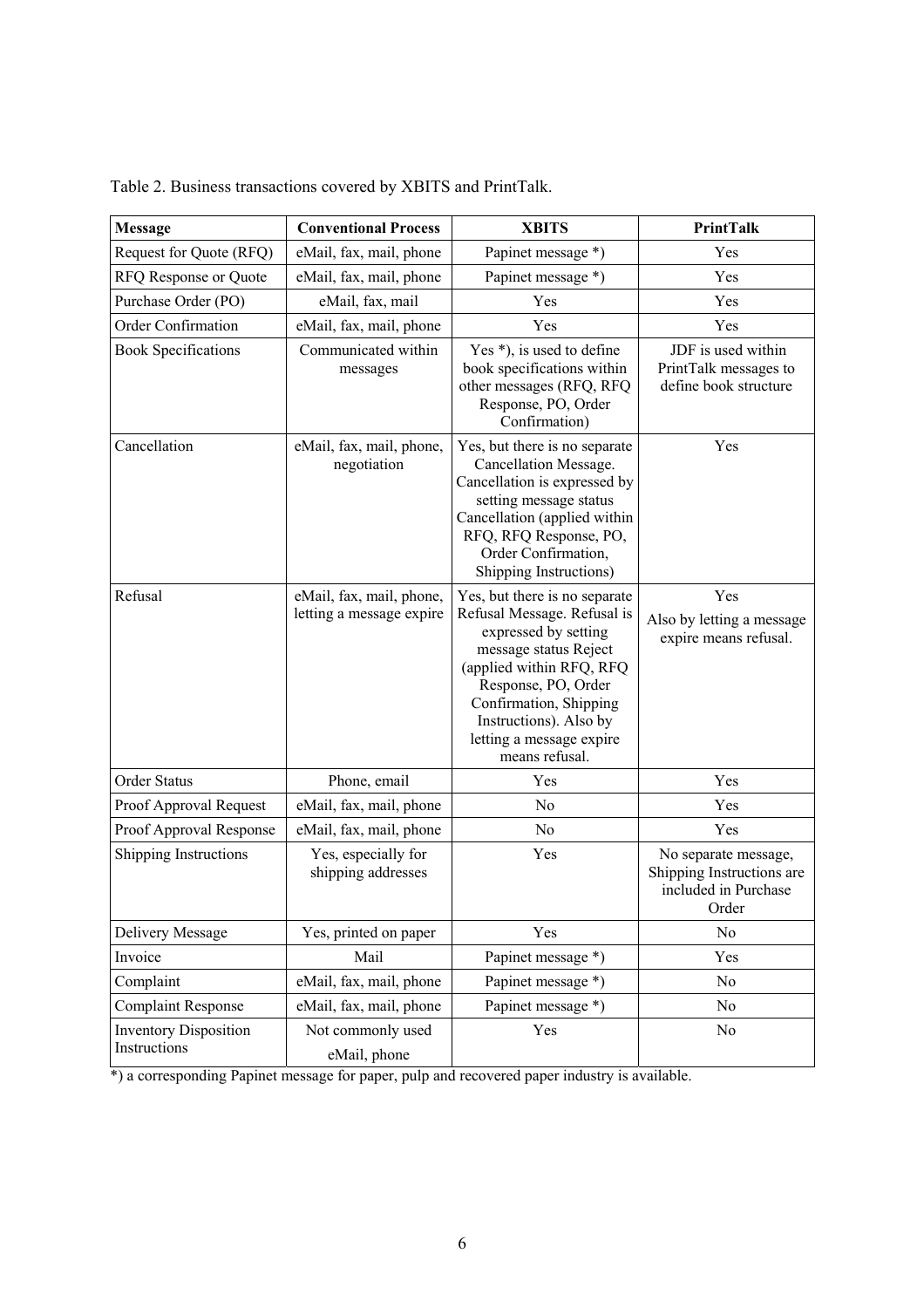Table 2. Business transactions covered by XBITS and PrintTalk.

| Message | Conventional Process | XBITS | PrintTalk |
|---|---|---|---|
| Request for Quote (RFQ) | eMail, fax, mail, phone | Papinet message *) | Yes |
| RFQ Response or Quote | eMail, fax, mail, phone | Papinet message *) | Yes |
| Purchase Order (PO) | eMail, fax, mail | Yes | Yes |
| Order Confirmation | eMail, fax, mail, phone | Yes | Yes |
| Book Specifications | Communicated within messages | Yes *), is used to define book specifications within other messages (RFQ, RFQ Response, PO, Order Confirmation) | JDF is used within PrintTalk messages to define book structure |
| Cancellation | eMail, fax, mail, phone, negotiation | Yes, but there is no separate Cancellation Message. Cancellation is expressed by setting message status Cancellation (applied within RFQ, RFQ Response, PO, Order Confirmation, Shipping Instructions) | Yes |
| Refusal | eMail, fax, mail, phone, letting a message expire | Yes, but there is no separate Refusal Message. Refusal is expressed by setting message status Reject (applied within RFQ, RFQ Response, PO, Order Confirmation, Shipping Instructions). Also by letting a message expire means refusal. | Yes<br>Also by letting a message expire means refusal. |
| Order Status | Phone, email | Yes | Yes |
| Proof Approval Request | eMail, fax, mail, phone | No | Yes |
| Proof Approval Response | eMail, fax, mail, phone | No | Yes |
| Shipping Instructions | Yes, especially for shipping addresses | Yes | No separate message, Shipping Instructions are included in Purchase Order |
| Delivery Message | Yes, printed on paper | Yes | No |
| Invoice | Mail | Papinet message *) | Yes |
| Complaint | eMail, fax, mail, phone | Papinet message *) | No |
| Complaint Response | eMail, fax, mail, phone | Papinet message *) | No |
| Inventory Disposition Instructions | Not commonly used<br>eMail, phone | Yes | No |

*) a corresponding Papinet message for paper, pulp and recovered paper industry is available.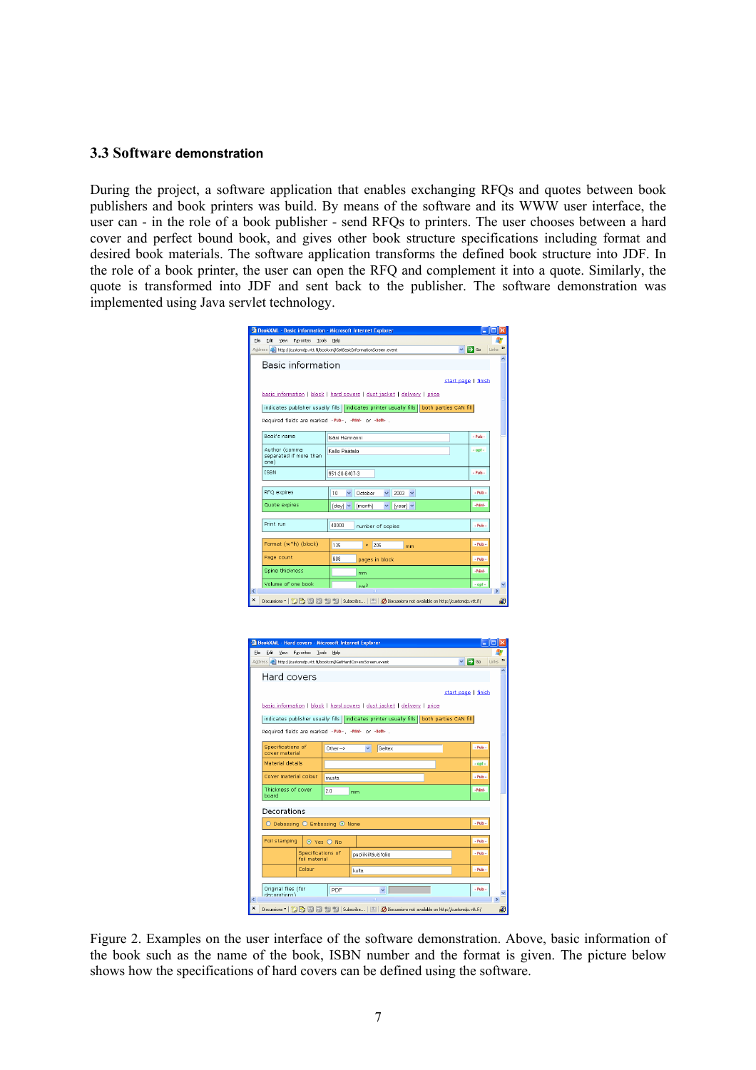### 3.3 Software demonstration

During the project, a software application that enables exchanging RFQs and quotes between book publishers and book printers was build. By means of the software and its WWW user interface, the user can - in the role of a book publisher - send RFQs to printers. The user chooses between a hard cover and perfect bound book, and gives other book structure specifications including format and desired book materials. The software application transforms the defined book structure into JDF. In the role of a book printer, the user can open the RFQ and complement it into a quote. Similarly, the quote is transformed into JDF and sent back to the publisher. The software demonstration was implemented using Java servlet technology.

Figure 2. Examples on the user interface of the software demonstration. Above, basic information of the book such as the name of the book, ISBN number and the format is given. The picture below shows how the specifications of hard covers can be defined using the software.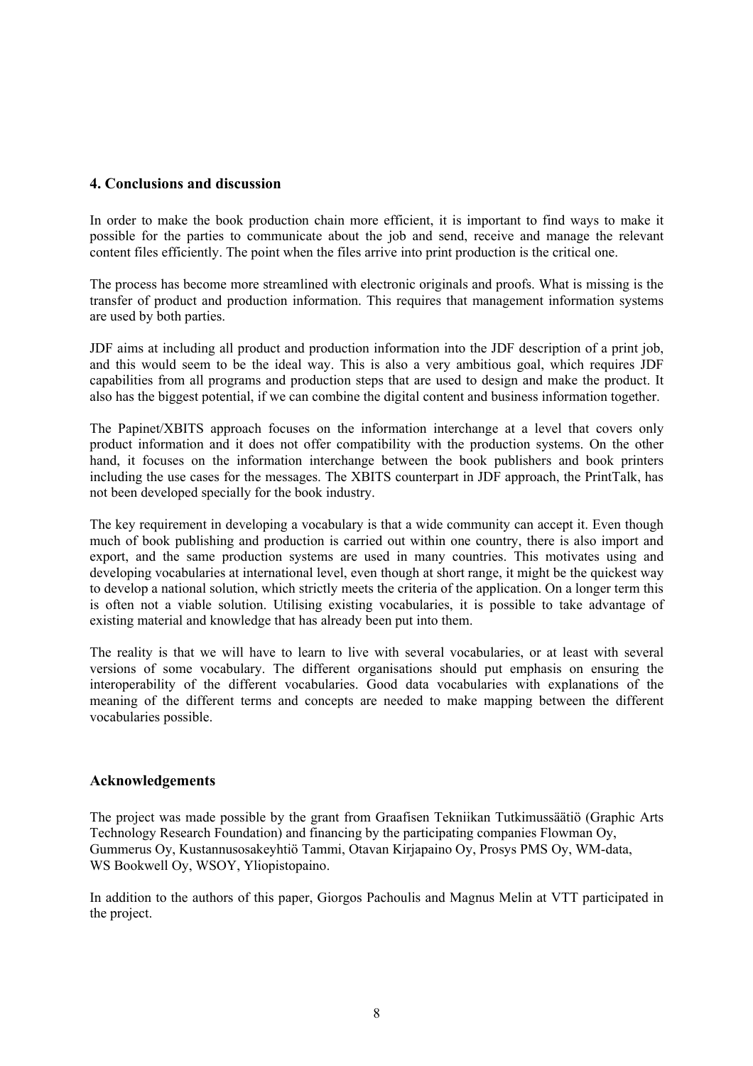## 4. Conclusions and discussion

In order to make the book production chain more efficient, it is important to find ways to make it possible for the parties to communicate about the job and send, receive and manage the relevant content files efficiently. The point when the files arrive into print production is the critical one.

The process has become more streamlined with electronic originals and proofs. What is missing is the transfer of product and production information. This requires that management information systems are used by both parties.

JDF aims at including all product and production information into the JDF description of a print job, and this would seem to be the ideal way. This is also a very ambitious goal, which requires JDF capabilities from all programs and production steps that are used to design and make the product. It also has the biggest potential, if we can combine the digital content and business information together.

The Papinet/XBITS approach focuses on the information interchange at a level that covers only product information and it does not offer compatibility with the production systems. On the other hand, it focuses on the information interchange between the book publishers and book printers including the use cases for the messages. The XBITS counterpart in JDF approach, the PrintTalk, has not been developed specially for the book industry.

The key requirement in developing a vocabulary is that a wide community can accept it. Even though much of book publishing and production is carried out within one country, there is also import and export, and the same production systems are used in many countries. This motivates using and developing vocabularies at international level, even though at short range, it might be the quickest way to develop a national solution, which strictly meets the criteria of the application. On a longer term this is often not a viable solution. Utilising existing vocabularies, it is possible to take advantage of existing material and knowledge that has already been put into them.

The reality is that we will have to learn to live with several vocabularies, or at least with several versions of some vocabulary. The different organisations should put emphasis on ensuring the interoperability of the different vocabularies. Good data vocabularies with explanations of the meaning of the different terms and concepts are needed to make mapping between the different vocabularies possible.

## Acknowledgements

The project was made possible by the grant from Graafisen Tekniikan Tutkimussäätiö (Graphic Arts Technology Research Foundation) and financing by the participating companies Flowman Oy, Gummerus Oy, Kustannusosakeyhtiö Tammi, Otavan Kirjapaino Oy, Prosys PMS Oy, WM-data, WS Bookwell Oy, WSOY, Yliopistopaino.

In addition to the authors of this paper, Giorgos Pachoulis and Magnus Melin at VTT participated in the project.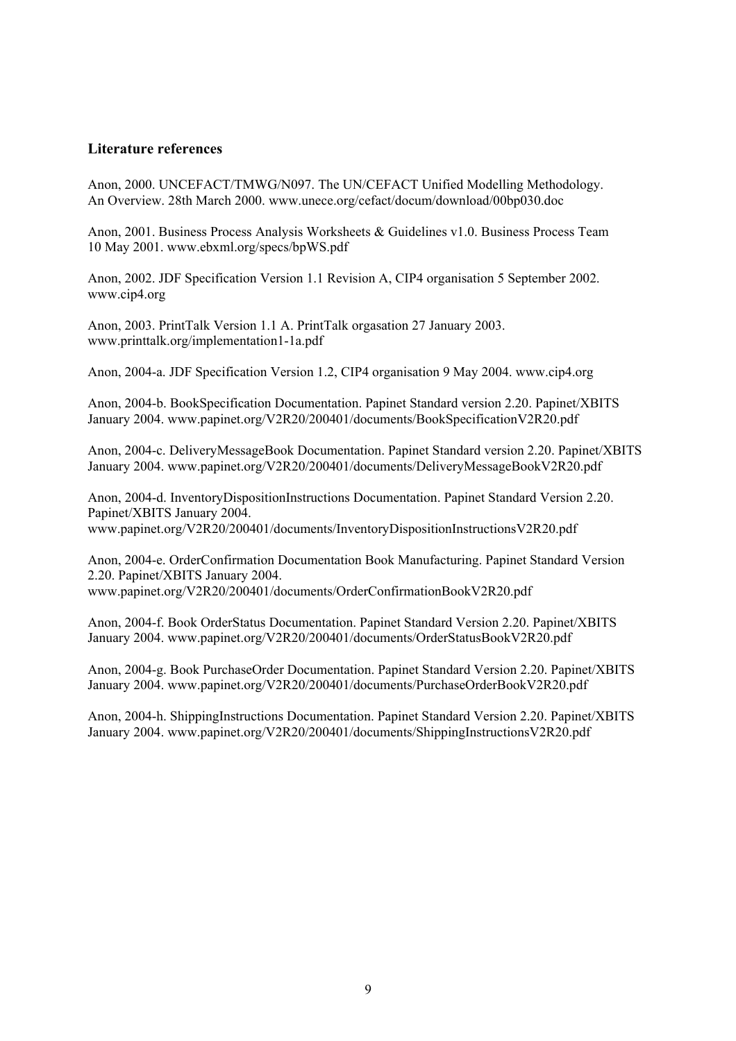## Literature references

Anon, 2000. UNCEFACT/TMWG/N097. The UN/CEFACT Unified Modelling Methodology. An Overview. 28th March 2000. www.unece.org/cefact/docum/download/00bp030.doc

Anon, 2001. Business Process Analysis Worksheets & Guidelines v1.0. Business Process Team 10 May 2001. www.ebxml.org/specs/bpWS.pdf

Anon, 2002. JDF Specification Version 1.1 Revision A, CIP4 organisation 5 September 2002. www.cip4.org

Anon, 2003. PrintTalk Version 1.1 A. PrintTalk orgasation 27 January 2003. www.printtalk.org/implementation1-1a.pdf

Anon, 2004-a. JDF Specification Version 1.2, CIP4 organisation 9 May 2004. www.cip4.org

Anon, 2004-b. BookSpecification Documentation. Papinet Standard version 2.20. Papinet/XBITS January 2004. www.papinet.org/V2R20/200401/documents/BookSpecificationV2R20.pdf

Anon, 2004-c. DeliveryMessageBook Documentation. Papinet Standard version 2.20. Papinet/XBITS January 2004. www.papinet.org/V2R20/200401/documents/DeliveryMessageBookV2R20.pdf

Anon, 2004-d. InventoryDispositionInstructions Documentation. Papinet Standard Version 2.20. Papinet/XBITS January 2004. www.papinet.org/V2R20/200401/documents/InventoryDispositionInstructionsV2R20.pdf

Anon, 2004-e. OrderConfirmation Documentation Book Manufacturing. Papinet Standard Version 2.20. Papinet/XBITS January 2004. www.papinet.org/V2R20/200401/documents/OrderConfirmationBookV2R20.pdf

Anon, 2004-f. Book OrderStatus Documentation. Papinet Standard Version 2.20. Papinet/XBITS January 2004. www.papinet.org/V2R20/200401/documents/OrderStatusBookV2R20.pdf

Anon, 2004-g. Book PurchaseOrder Documentation. Papinet Standard Version 2.20. Papinet/XBITS January 2004. www.papinet.org/V2R20/200401/documents/PurchaseOrderBookV2R20.pdf

Anon, 2004-h. ShippingInstructions Documentation. Papinet Standard Version 2.20. Papinet/XBITS January 2004. www.papinet.org/V2R20/200401/documents/ShippingInstructionsV2R20.pdf